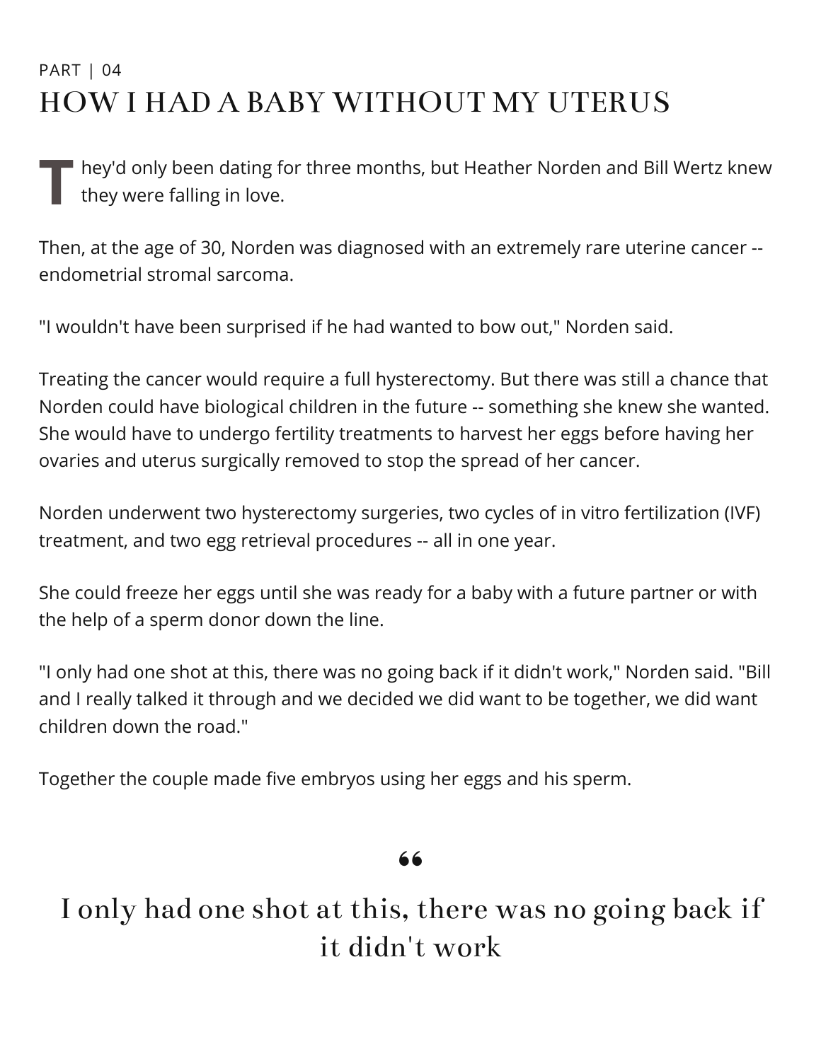PART | 04

# HOW I HAD A BABY WITHOUT MY UTERUS

They'd only been dating for three months, but Heather Norden and Bill Wertz knew they were falling in love.

Then, at the age of 30, Norden was diagnosed with an extremely rare uterine cancer -- endometrial stromal sarcoma.

"I wouldn't have been surprised if he had wanted to bow out," Norden said.

Treating the cancer would require a full hysterectomy. But there was still a chance that Norden could have biological children in the future -- something she knew she wanted. She would have to undergo fertility treatments to harvest her eggs before having her ovaries and uterus surgically removed to stop the spread of her cancer.

Norden underwent two hysterectomy surgeries, two cycles of in vitro fertilization (IVF) treatment, and two egg retrieval procedures -- all in one year.

She could freeze her eggs until she was ready for a baby with a future partner or with the help of a sperm donor down the line.

"I only had one shot at this, there was no going back if it didn't work," Norden said. "Bill and I really talked it through and we decided we did want to be together, we did want children down the road."

Together the couple made five embryos using her eggs and his sperm.

> I only had one shot at this, there was no going back if it didn't work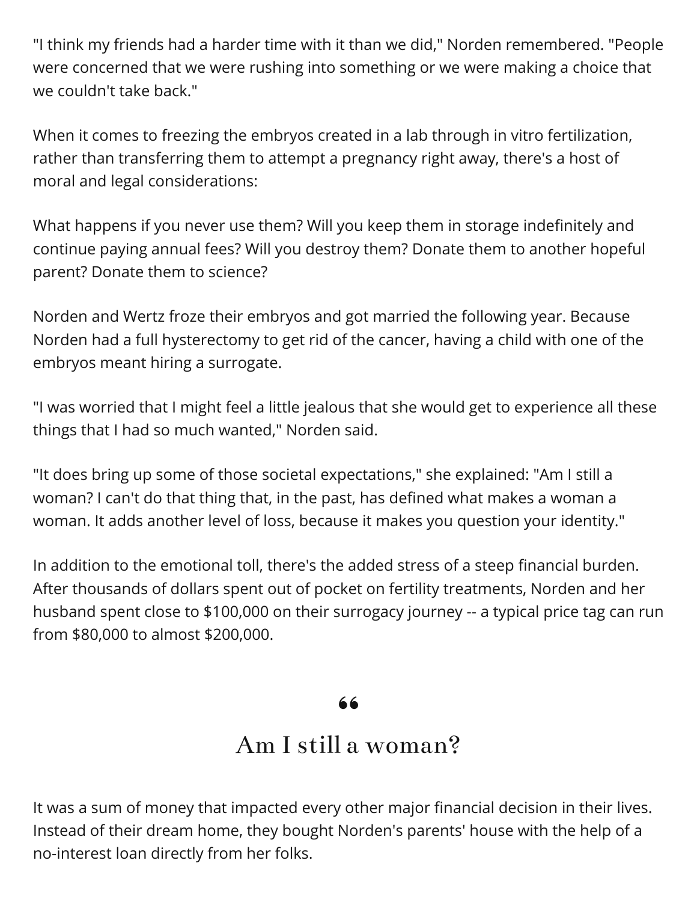"I think my friends had a harder time with it than we did," Norden remembered. "People were concerned that we were rushing into something or we were making a choice that we couldn't take back."

When it comes to freezing the embryos created in a lab through in vitro fertilization, rather than transferring them to attempt a pregnancy right away, there's a host of moral and legal considerations:

What happens if you never use them? Will you keep them in storage indefinitely and continue paying annual fees? Will you destroy them? Donate them to another hopeful parent? Donate them to science?

Norden and Wertz froze their embryos and got married the following year. Because Norden had a full hysterectomy to get rid of the cancer, having a child with one of the embryos meant hiring a surrogate.

"I was worried that I might feel a little jealous that she would get to experience all these things that I had so much wanted," Norden said.

"It does bring up some of those societal expectations," she explained: "Am I still a woman? I can't do that thing that, in the past, has defined what makes a woman a woman. It adds another level of loss, because it makes you question your identity."

In addition to the emotional toll, there's the added stress of a steep financial burden. After thousands of dollars spent out of pocket on fertility treatments, Norden and her husband spent close to $100,000 on their surrogacy journey -- a typical price tag can run from $80,000 to almost $200,000.

> "
>
> ## Am I still a woman?

It was a sum of money that impacted every other major financial decision in their lives. Instead of their dream home, they bought Norden's parents' house with the help of a no-interest loan directly from her folks.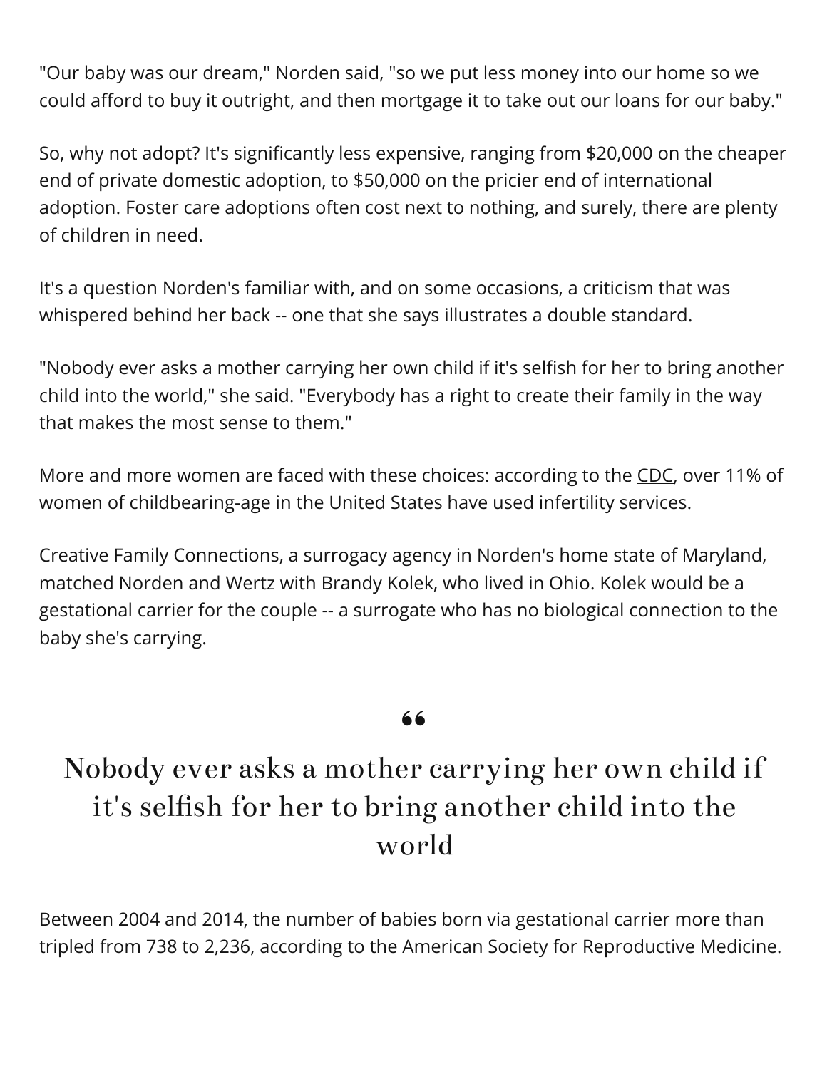"Our baby was our dream," Norden said, "so we put less money into our home so we could afford to buy it outright, and then mortgage it to take out our loans for our baby."

So, why not adopt? It's significantly less expensive, ranging from $20,000 on the cheaper end of private domestic adoption, to $50,000 on the pricier end of international adoption. Foster care adoptions often cost next to nothing, and surely, there are plenty of children in need.

It's a question Norden's familiar with, and on some occasions, a criticism that was whispered behind her back -- one that she says illustrates a double standard.

"Nobody ever asks a mother carrying her own child if it's selfish for her to bring another child into the world," she said. "Everybody has a right to create their family in the way that makes the most sense to them."

More and more women are faced with these choices: according to the CDC, over 11% of women of childbearing-age in the United States have used infertility services.

Creative Family Connections, a surrogacy agency in Norden's home state of Maryland, matched Norden and Wertz with Brandy Kolek, who lived in Ohio. Kolek would be a gestational carrier for the couple -- a surrogate who has no biological connection to the baby she's carrying.

> Nobody ever asks a mother carrying her own child if it's selfish for her to bring another child into the world

Between 2004 and 2014, the number of babies born via gestational carrier more than tripled from 738 to 2,236, according to the American Society for Reproductive Medicine.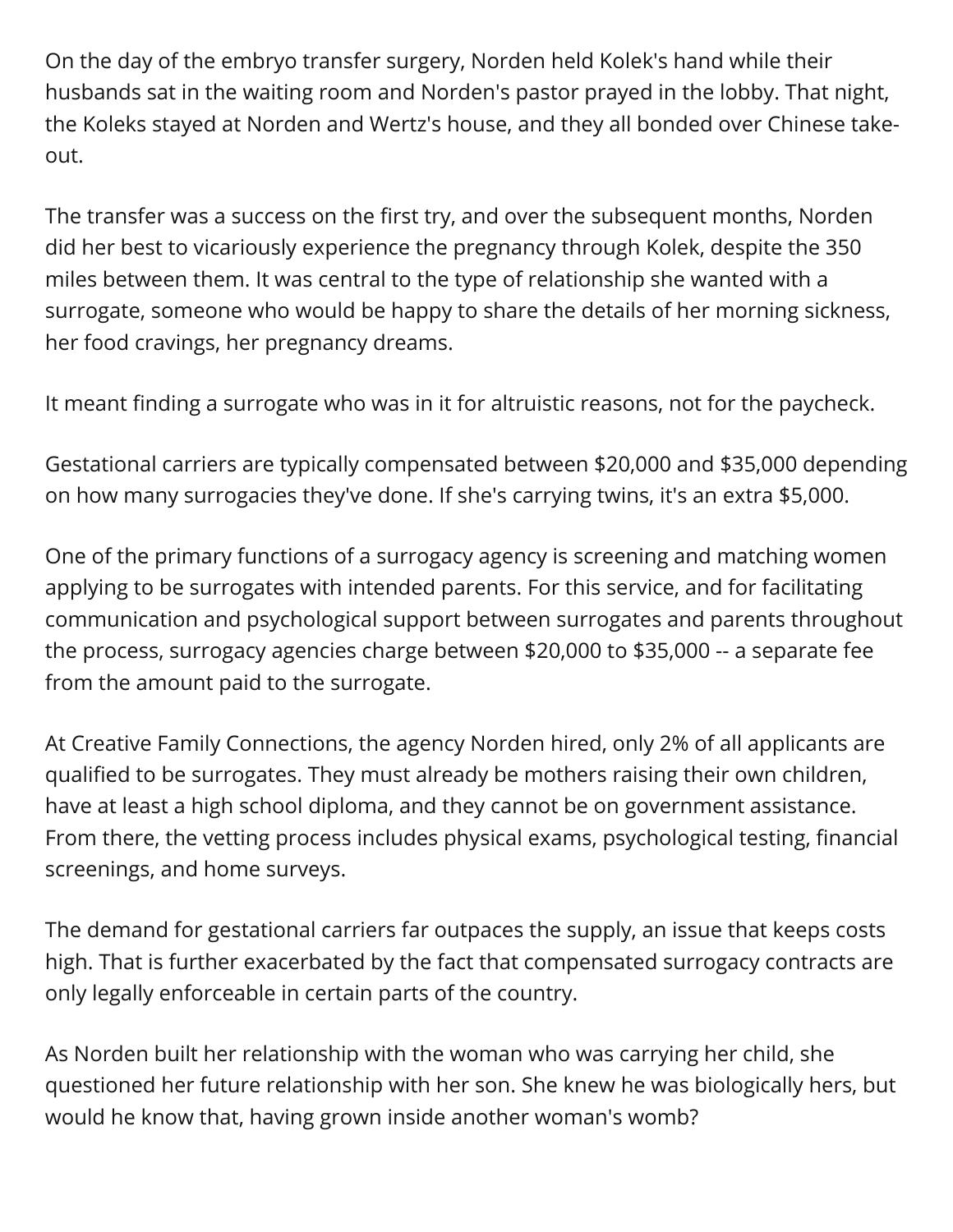On the day of the embryo transfer surgery, Norden held Kolek's hand while their husbands sat in the waiting room and Norden's pastor prayed in the lobby. That night, the Koleks stayed at Norden and Wertz's house, and they all bonded over Chinese take-out.

The transfer was a success on the first try, and over the subsequent months, Norden did her best to vicariously experience the pregnancy through Kolek, despite the 350 miles between them. It was central to the type of relationship she wanted with a surrogate, someone who would be happy to share the details of her morning sickness, her food cravings, her pregnancy dreams.

It meant finding a surrogate who was in it for altruistic reasons, not for the paycheck.

Gestational carriers are typically compensated between $20,000 and $35,000 depending on how many surrogacies they've done. If she's carrying twins, it's an extra $5,000.

One of the primary functions of a surrogacy agency is screening and matching women applying to be surrogates with intended parents. For this service, and for facilitating communication and psychological support between surrogates and parents throughout the process, surrogacy agencies charge between $20,000 to $35,000 -- a separate fee from the amount paid to the surrogate.

At Creative Family Connections, the agency Norden hired, only 2% of all applicants are qualified to be surrogates. They must already be mothers raising their own children, have at least a high school diploma, and they cannot be on government assistance. From there, the vetting process includes physical exams, psychological testing, financial screenings, and home surveys.

The demand for gestational carriers far outpaces the supply, an issue that keeps costs high. That is further exacerbated by the fact that compensated surrogacy contracts are only legally enforceable in certain parts of the country.

As Norden built her relationship with the woman who was carrying her child, she questioned her future relationship with her son. She knew he was biologically hers, but would he know that, having grown inside another woman's womb?